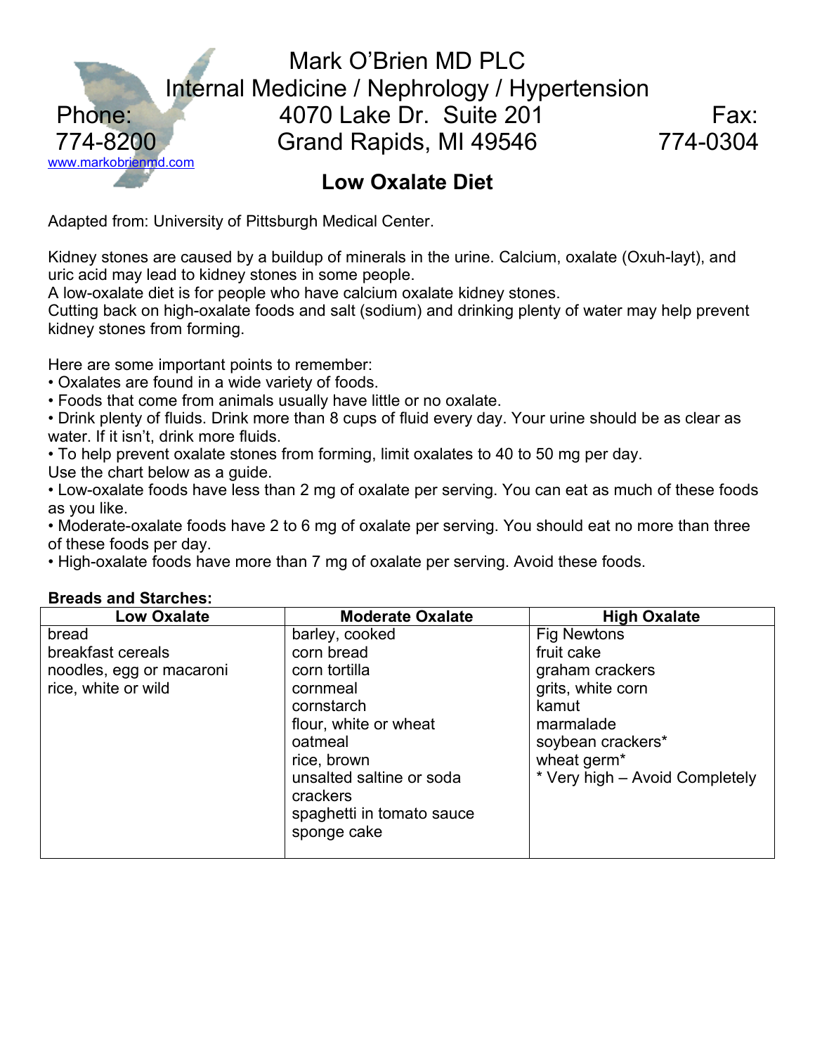# Mark O'Brien MD PLC

Internal Medicine / Nephrology / Hypertension

Phone: 774-8200 | 4070 Lake Dr. Suite 201, Grand Rapids, MI 49546 | Fax: 774-0304

www.markobrienmd.com

## Low Oxalate Diet

Adapted from: University of Pittsburgh Medical Center.

Kidney stones are caused by a buildup of minerals in the urine. Calcium, oxalate (Oxuh-layt), and uric acid may lead to kidney stones in some people.
A low-oxalate diet is for people who have calcium oxalate kidney stones.
Cutting back on high-oxalate foods and salt (sodium) and drinking plenty of water may help prevent kidney stones from forming.

Here are some important points to remember:

- Oxalates are found in a wide variety of foods.
- Foods that come from animals usually have little or no oxalate.
- Drink plenty of fluids. Drink more than 8 cups of fluid every day. Your urine should be as clear as water. If it isn't, drink more fluids.
- To help prevent oxalate stones from forming, limit oxalates to 40 to 50 mg per day.
Use the chart below as a guide.
- Low-oxalate foods have less than 2 mg of oxalate per serving. You can eat as much of these foods as you like.
- Moderate-oxalate foods have 2 to 6 mg of oxalate per serving. You should eat no more than three of these foods per day.
- High-oxalate foods have more than 7 mg of oxalate per serving. Avoid these foods.

**Breads and Starches:**

| Low Oxalate | Moderate Oxalate | High Oxalate |
|---|---|---|
| bread | barley, cooked | Fig Newtons |
| breakfast cereals | corn bread | fruit cake |
| noodles, egg or macaroni | corn tortilla | graham crackers |
| rice, white or wild | cornmeal | grits, white corn |
| | cornstarch | kamut |
| | flour, white or wheat | marmalade |
| | oatmeal | soybean crackers* |
| | rice, brown | wheat germ* |
| | unsalted saltine or soda crackers | * Very high – Avoid Completely |
| | spaghetti in tomato sauce | |
| | sponge cake | |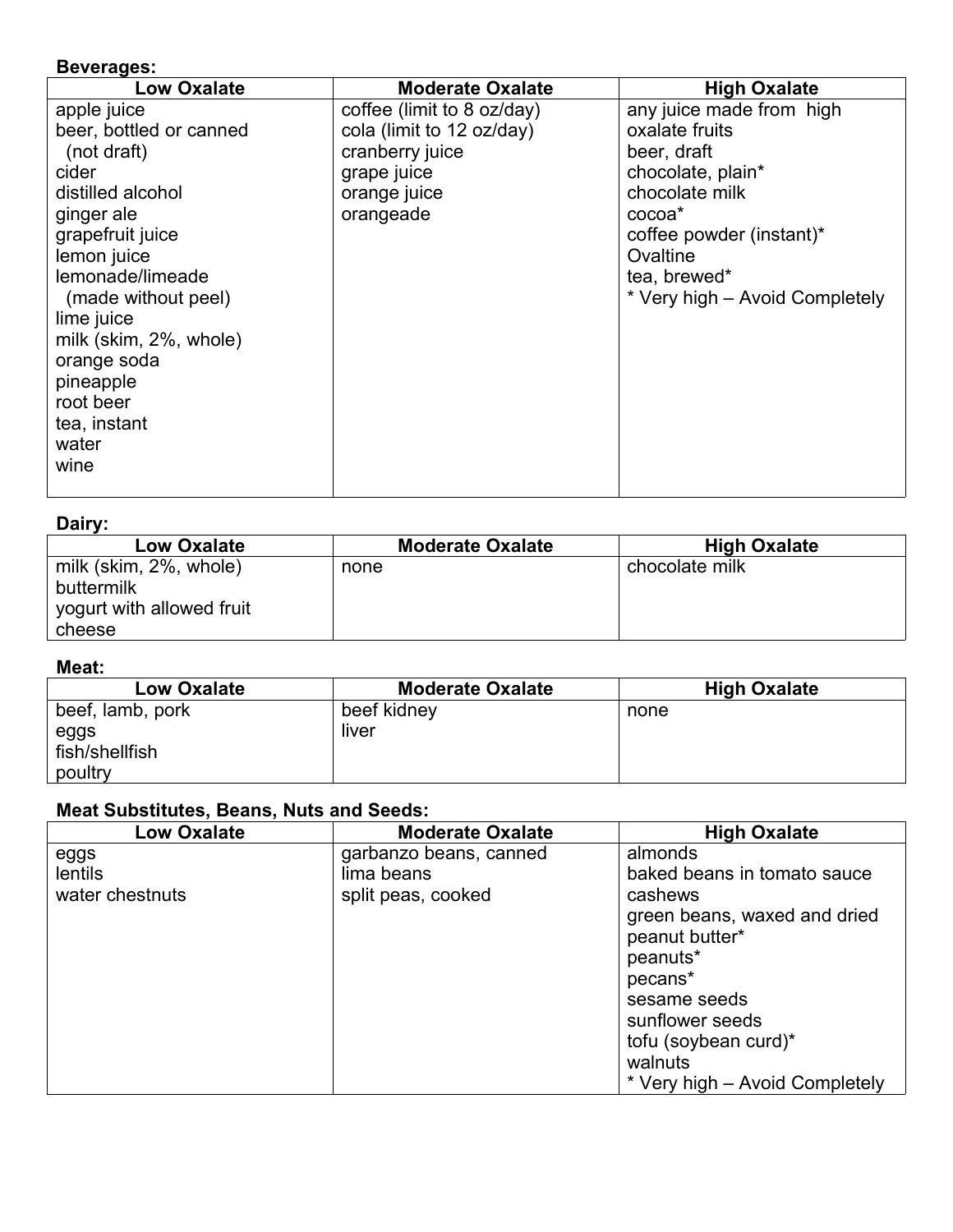**Beverages:**

| Low Oxalate | Moderate Oxalate | High Oxalate |
|---|---|---|
| apple juice<br>beer, bottled or canned (not draft)<br>cider<br>distilled alcohol<br>ginger ale<br>grapefruit juice<br>lemon juice<br>lemonade/limeade (made without peel)<br>lime juice<br>milk (skim, 2%, whole)<br>orange soda<br>pineapple<br>root beer<br>tea, instant<br>water<br>wine | coffee (limit to 8 oz/day)<br>cola (limit to 12 oz/day)<br>cranberry juice<br>grape juice<br>orange juice<br>orangeade | any juice made from high oxalate fruits<br>beer, draft<br>chocolate, plain*<br>chocolate milk<br>cocoa*<br>coffee powder (instant)*<br>Ovaltine<br>tea, brewed*<br>* Very high – Avoid Completely |

**Dairy:**

| Low Oxalate | Moderate Oxalate | High Oxalate |
|---|---|---|
| milk (skim, 2%, whole)<br>buttermilk<br>yogurt with allowed fruit<br>cheese | none | chocolate milk |

**Meat:**

| Low Oxalate | Moderate Oxalate | High Oxalate |
|---|---|---|
| beef, lamb, pork<br>eggs<br>fish/shellfish<br>poultry | beef kidney<br>liver | none |

**Meat Substitutes, Beans, Nuts and Seeds:**

| Low Oxalate | Moderate Oxalate | High Oxalate |
|---|---|---|
| eggs<br>lentils<br>water chestnuts | garbanzo beans, canned<br>lima beans<br>split peas, cooked | almonds<br>baked beans in tomato sauce<br>cashews<br>green beans, waxed and dried<br>peanut butter*<br>peanuts*<br>pecans*<br>sesame seeds<br>sunflower seeds<br>tofu (soybean curd)*<br>walnuts<br>* Very high – Avoid Completely |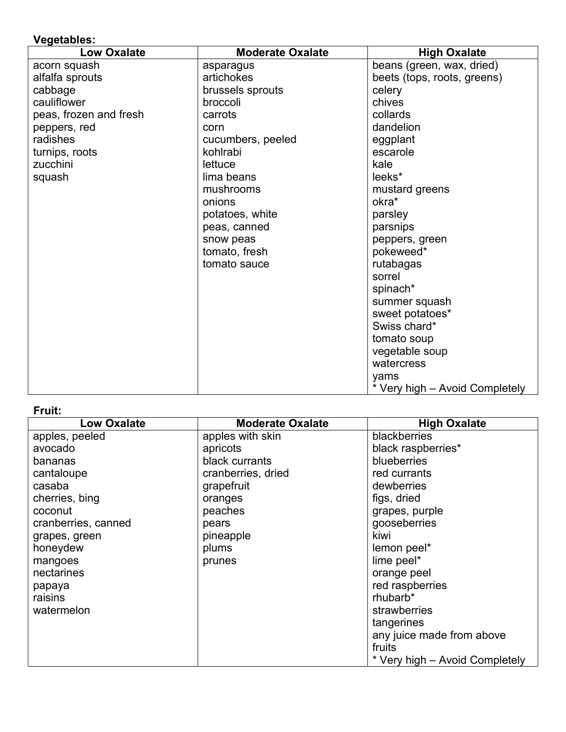**Vegetables:**

| Low Oxalate | Moderate Oxalate | High Oxalate |
|---|---|---|
| acorn squash | asparagus | beans (green, wax, dried) |
| alfalfa sprouts | artichokes | beets (tops, roots, greens) |
| cabbage | brussels sprouts | celery |
| cauliflower | broccoli | chives |
| peas, frozen and fresh | carrots | collards |
| peppers, red | corn | dandelion |
| radishes | cucumbers, peeled | eggplant |
| turnips, roots | kohlrabi | escarole |
| zucchini | lettuce | kale |
| squash | lima beans | leeks* |
| | mushrooms | mustard greens |
| | onions | okra* |
| | potatoes, white | parsley |
| | peas, canned | parsnips |
| | snow peas | peppers, green |
| | tomato, fresh | pokeweed* |
| | tomato sauce | rutabagas |
| | | sorrel |
| | | spinach* |
| | | summer squash |
| | | sweet potatoes* |
| | | Swiss chard* |
| | | tomato soup |
| | | vegetable soup |
| | | watercress |
| | | yams |
| | | * Very high – Avoid Completely |

**Fruit:**

| Low Oxalate | Moderate Oxalate | High Oxalate |
|---|---|---|
| apples, peeled | apples with skin | blackberries |
| avocado | apricots | black raspberries* |
| bananas | black currants | blueberries |
| cantaloupe | cranberries, dried | red currants |
| casaba | grapefruit | dewberries |
| cherries, bing | oranges | figs, dried |
| coconut | peaches | grapes, purple |
| cranberries, canned | pears | gooseberries |
| grapes, green | pineapple | kiwi |
| honeydew | plums | lemon peel* |
| mangoes | prunes | lime peel* |
| nectarines | | orange peel |
| papaya | | red raspberries |
| raisins | | rhubarb* |
| watermelon | | strawberries |
| | | tangerines |
| | | any juice made from above fruits |
| | | * Very high – Avoid Completely |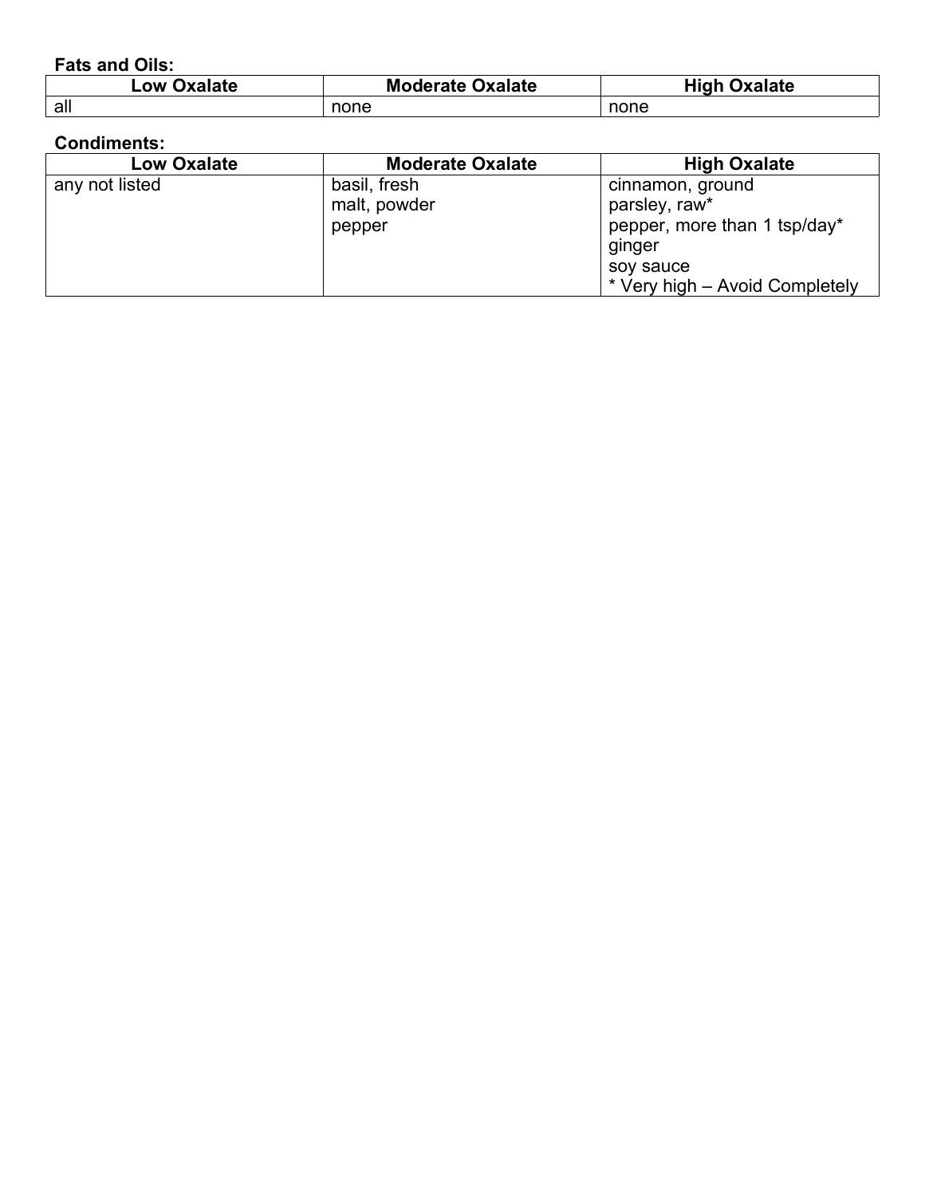**Fats and Oils:**

| Low Oxalate | Moderate Oxalate | High Oxalate |
|---|---|---|
| all | none | none |

**Condiments:**

| Low Oxalate | Moderate Oxalate | High Oxalate |
|---|---|---|
| any not listed | basil, fresh<br>malt, powder<br>pepper | cinnamon, ground<br>parsley, raw*<br>pepper, more than 1 tsp/day*<br>ginger<br>soy sauce<br>* Very high – Avoid Completely |